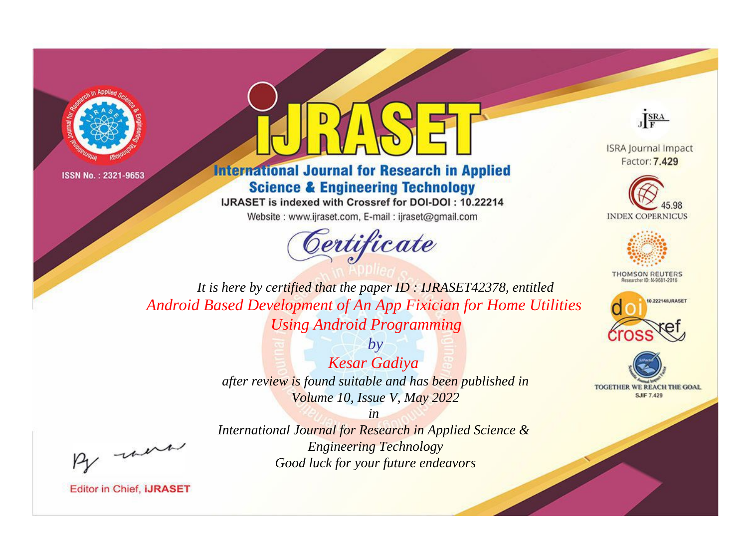ISSN No. : 2321-9653

# iJRASET

## International Journal for Research in Applied Science & Engineering Technology

IJRASET is indexed with Crossref for DOI-DOI : 10.22214

Website : www.ijraset.com, E-mail : ijraset@gmail.com

ISRA Journal Impact Factor: **7.429**

45.98 INDEX COPERNICUS

THOMSON REUTERS Researcher ID: N-9681-2016

10.22214/IJRASET

TOGETHER WE REACH THE GOAL SJIF 7.429

# *Certificate*

*It is here by certified that the paper ID : IJRASET42378, entitled*

*Android Based Development of An App Fixician for Home Utilities Using Android Programming*

*by*

*Kesar Gadiya*

*after review is found suitable and has been published in*

*Volume 10, Issue V, May 2022*

*in*

*International Journal for Research in Applied Science & Engineering Technology*

*Good luck for your future endeavors*

Editor in Chief, **iJRASET**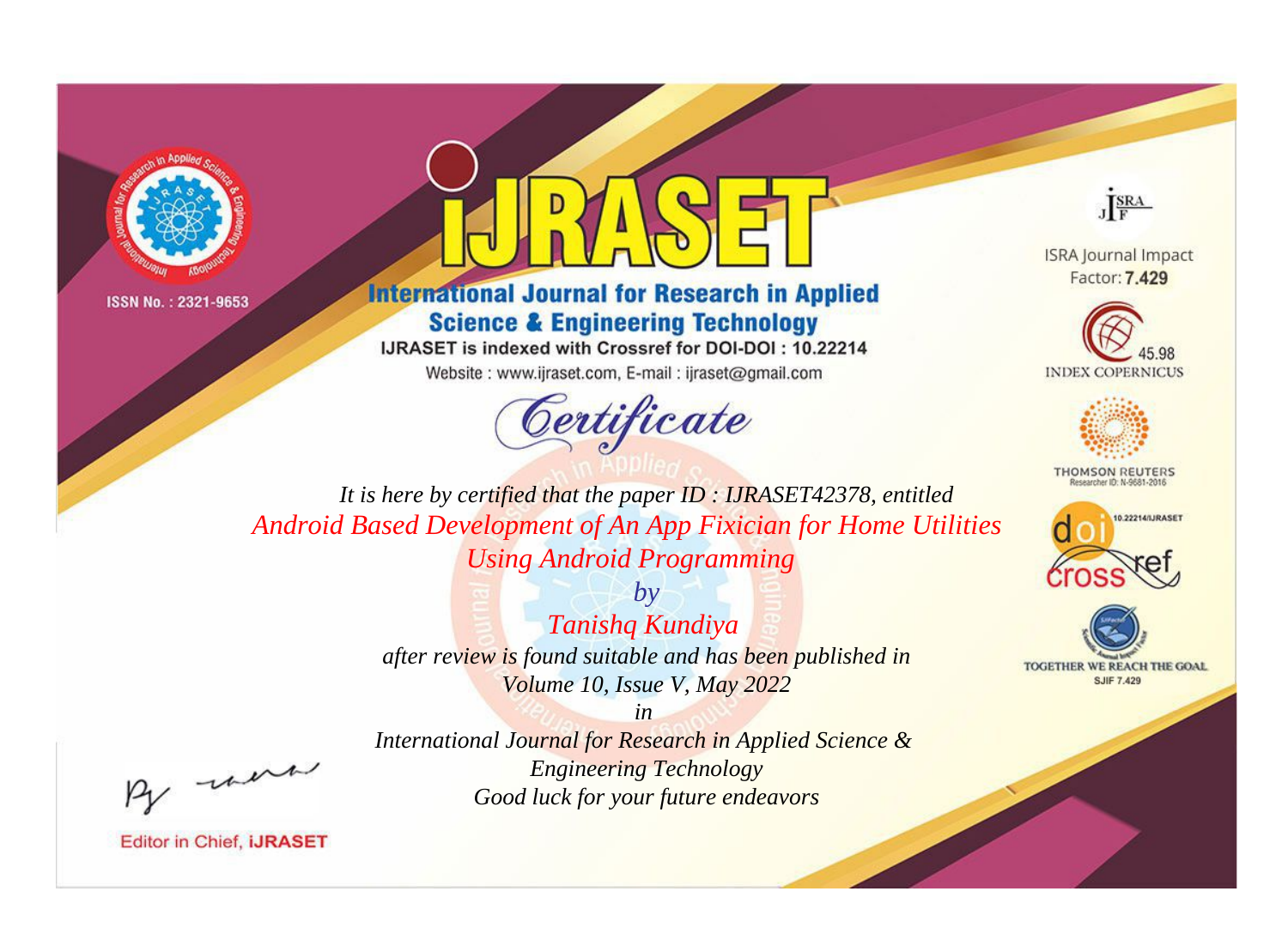ISSN No. : 2321-9653

# iJRASET

## International Journal for Research in Applied Science & Engineering Technology

IJRASET is indexed with Crossref for DOI-DOI : 10.22214

Website : www.ijraset.com, E-mail : ijraset@gmail.com

*Certificate*

*It is here by certified that the paper ID : IJRASET42378, entitled*

*Android Based Development of An App Fixician for Home Utilities Using Android Programming*

*by*

*Tanishq Kundiya*

*after review is found suitable and has been published in*

*Volume 10, Issue V, May 2022*

*in*

*International Journal for Research in Applied Science & Engineering Technology*

*Good luck for your future endeavors*

Editor in Chief, iJRASET

ISRA Journal Impact Factor: **7.429**

45.98 INDEX COPERNICUS

THOMSON REUTERS Researcher ID: N-9681-2016

10.22214/IJRASET

TOGETHER WE REACH THE GOAL SJIF 7.429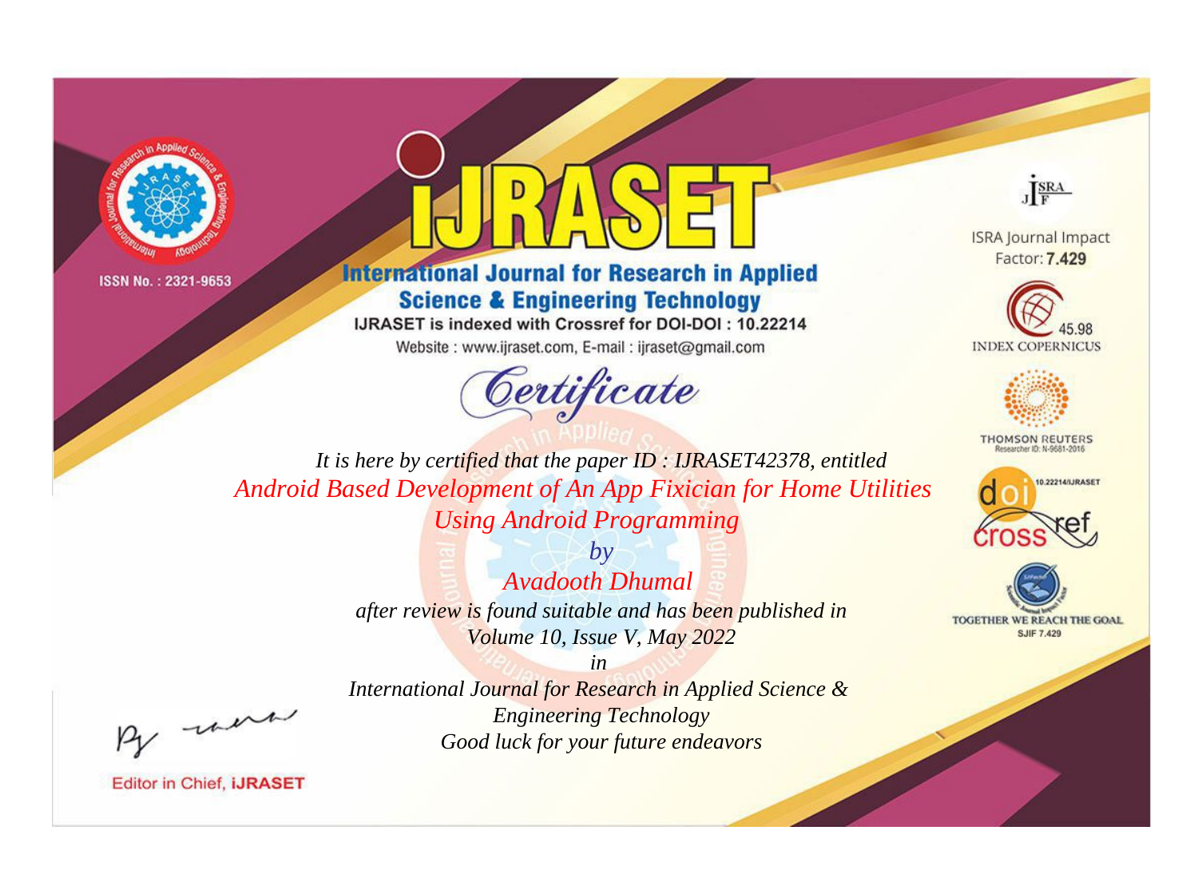ISSN No. : 2321-9653

# IJRASET

## International Journal for Research in Applied Science & Engineering Technology

IJRASET is indexed with Crossref for DOI-DOI : 10.22214

Website : www.ijraset.com, E-mail : ijraset@gmail.com

ISRA Journal Impact Factor: **7.429**

45.98 INDEX COPERNICUS

THOMSON REUTERS Researcher ID: N-9681-2016

10.22214/IJRASET

TOGETHER WE REACH THE GOAL SJIF 7.429

*Certificate*

*It is here by certified that the paper ID : IJRASET42378, entitled*

*Android Based Development of An App Fixician for Home Utilities Using Android Programming*

*by*

*Avadooth Dhumal*

*after review is found suitable and has been published in*

*Volume 10, Issue V, May 2022*

*in*

*International Journal for Research in Applied Science & Engineering Technology*

*Good luck for your future endeavors*

Editor in Chief, **iJRASET**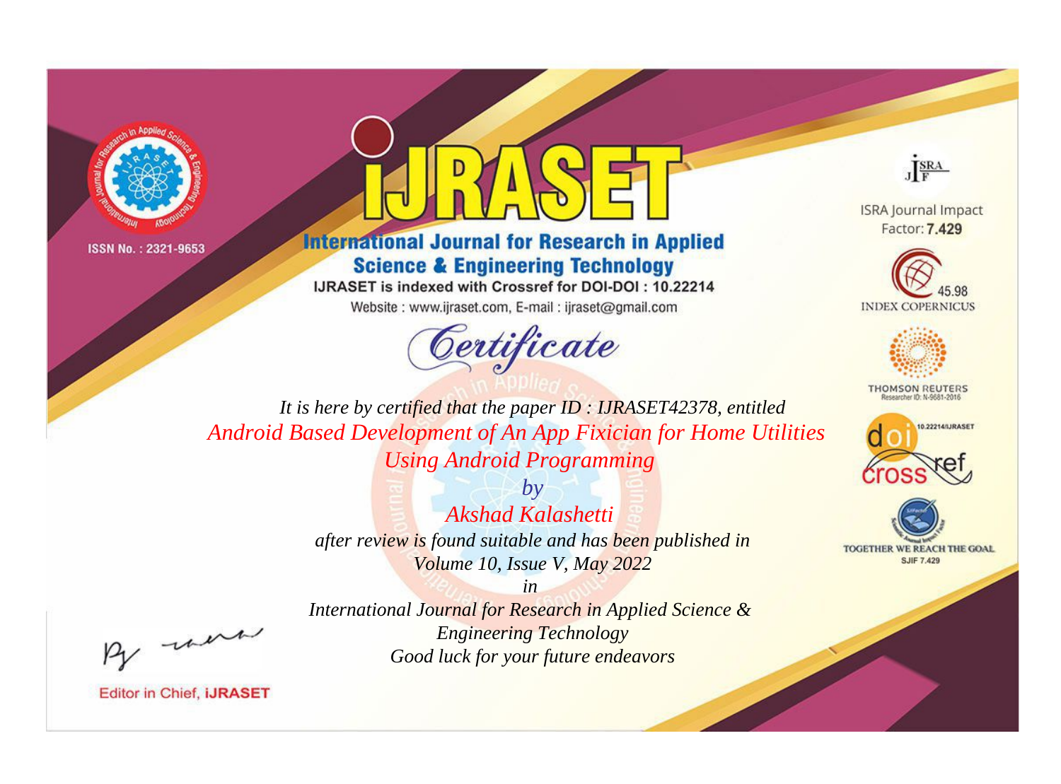ISSN No. : 2321-9653

# iJRASET

## International Journal for Research in Applied Science & Engineering Technology

IJRASET is indexed with Crossref for DOI-DOI : 10.22214

Website : www.ijraset.com, E-mail : ijraset@gmail.com

ISRA Journal Impact Factor: **7.429**

45.98 INDEX COPERNICUS

THOMSON REUTERS Researcher ID: N-9681-2016

10.22214/IJRASET

TOGETHER WE REACH THE GOAL SJIF 7.429

# Certificate

*It is here by certified that the paper ID : IJRASET42378, entitled*

*Android Based Development of An App Fixician for Home Utilities Using Android Programming*

*by*

*Akshad Kalashetti*

*after review is found suitable and has been published in*

*Volume 10, Issue V, May 2022*

*in*

*International Journal for Research in Applied Science & Engineering Technology*

*Good luck for your future endeavors*

Editor in Chief, **iJRASET**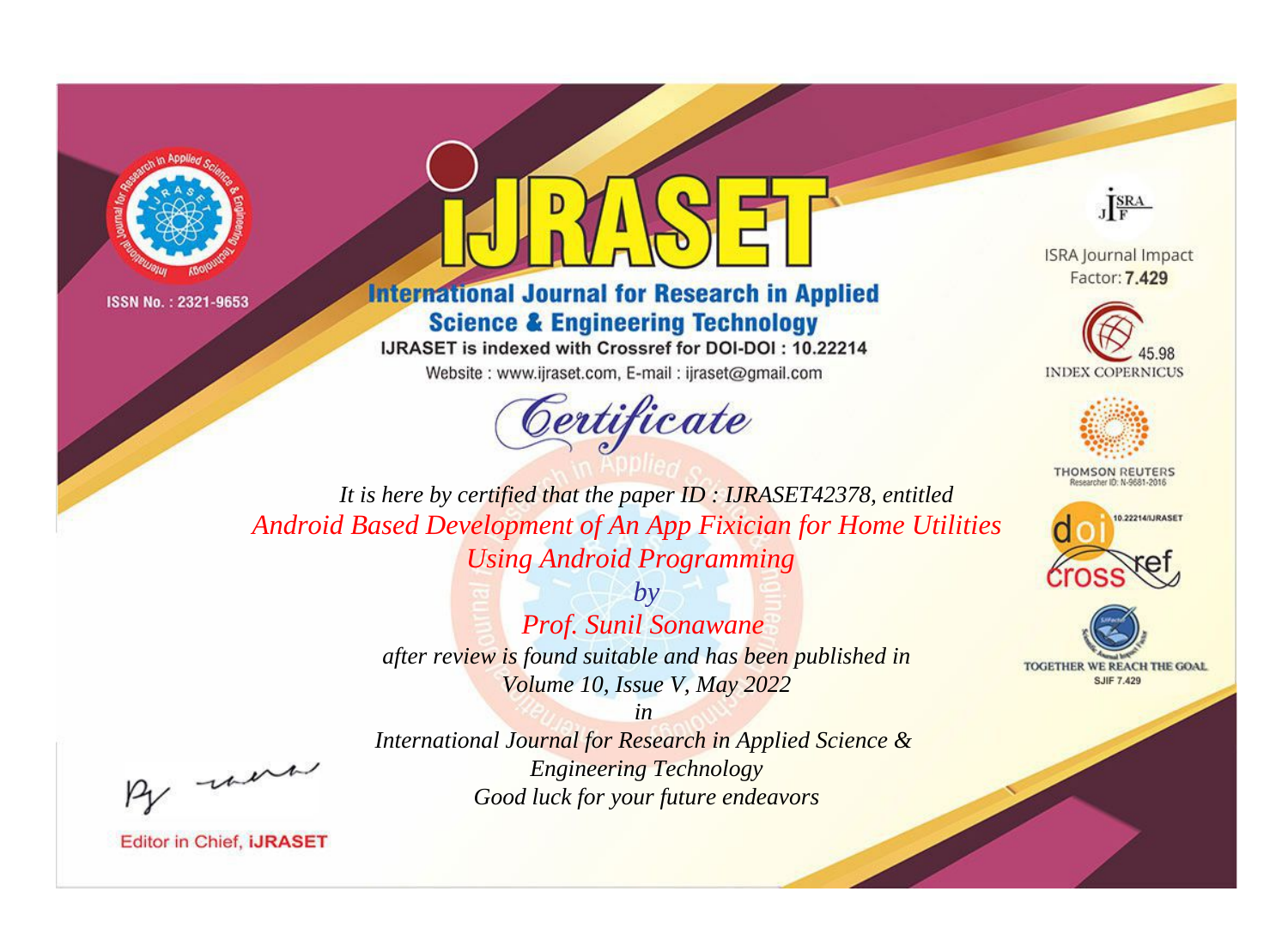ISSN No. : 2321-9653

# IJRASET

## International Journal for Research in Applied Science & Engineering Technology

IJRASET is indexed with Crossref for DOI-DOI : 10.22214

Website : www.ijraset.com, E-mail : ijraset@gmail.com

ISRA Journal Impact Factor: **7.429**

45.98 INDEX COPERNICUS

THOMSON REUTERS Researcher ID: N-9681-2016

10.22214/IJRASET

TOGETHER WE REACH THE GOAL SJIF 7.429

*Certificate*

*It is here by certified that the paper ID : IJRASET42378, entitled*

*Android Based Development of An App Fixician for Home Utilities Using Android Programming*

*by*

*Prof. Sunil Sonawane*

*after review is found suitable and has been published in*

*Volume 10, Issue V, May 2022*

*in*

*International Journal for Research in Applied Science & Engineering Technology*

*Good luck for your future endeavors*

Editor in Chief, **iJRASET**